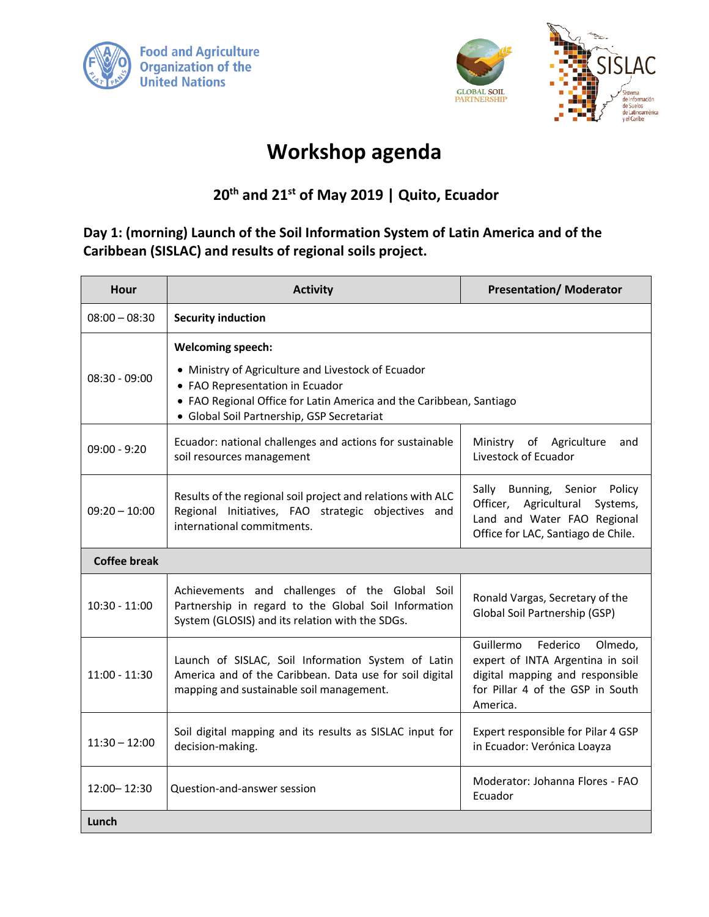# Workshop agenda

## 20th and 21st of May 2019 | Quito, Ecuador

### Day 1: (morning) Launch of the Soil Information System of Latin America and of the Caribbean (SISLAC) and results of regional soils project.

| Hour | Activity | Presentation/ Moderator |
|---|---|---|
| 08:00 – 08:30 | **Security induction** | |
| 08:30 - 09:00 | **Welcoming speech:**<br>• Ministry of Agriculture and Livestock of Ecuador<br>• FAO Representation in Ecuador<br>• FAO Regional Office for Latin America and the Caribbean, Santiago<br>• Global Soil Partnership, GSP Secretariat | |
| 09:00 - 9:20 | Ecuador: national challenges and actions for sustainable soil resources management | Ministry of Agriculture and Livestock of Ecuador |
| 09:20 – 10:00 | Results of the regional soil project and relations with ALC Regional Initiatives, FAO strategic objectives and international commitments. | Sally Bunning, Senior Policy Officer, Agricultural Systems, Land and Water FAO Regional Office for LAC, Santiago de Chile. |
| **Coffee break** | | |
| 10:30 - 11:00 | Achievements and challenges of the Global Soil Partnership in regard to the Global Soil Information System (GLOSIS) and its relation with the SDGs. | Ronald Vargas, Secretary of the Global Soil Partnership (GSP) |
| 11:00 - 11:30 | Launch of SISLAC, Soil Information System of Latin America and of the Caribbean. Data use for soil digital mapping and sustainable soil management. | Guillermo Federico Olmedo, expert of INTA Argentina in soil digital mapping and responsible for Pilar 4 of the GSP in South America. |
| 11:30 – 12:00 | Soil digital mapping and its results as SISLAC input for decision-making. | Expert responsible for Pilar 4 GSP in Ecuador: Verónica Loayza |
| 12:00– 12:30 | Question-and-answer session | Moderator: Johanna Flores - FAO Ecuador |
| **Lunch** | | |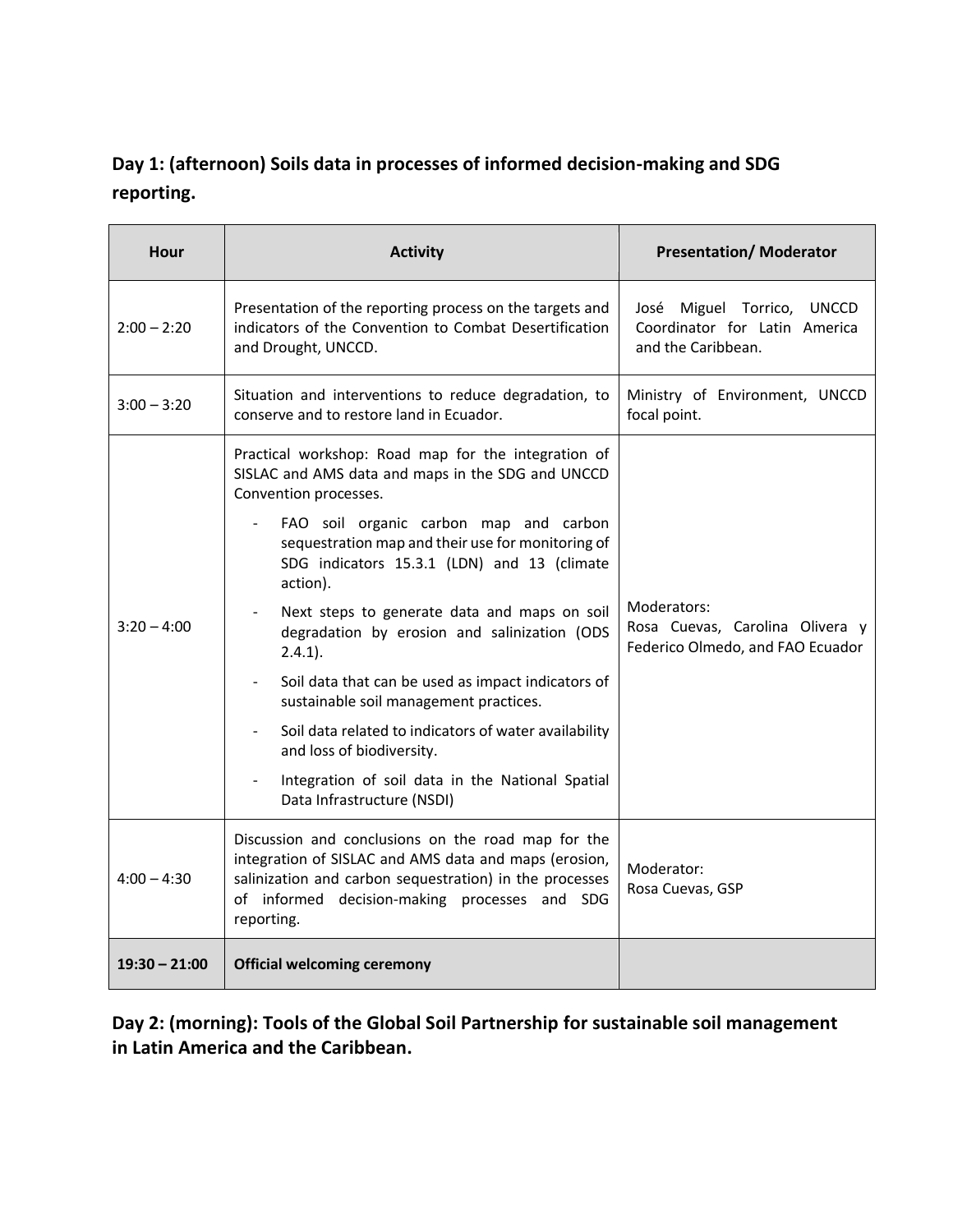## Day 1: (afternoon) Soils data in processes of informed decision-making and SDG reporting.

| Hour | Activity | Presentation/ Moderator |
|---|---|---|
| 2:00 – 2:20 | Presentation of the reporting process on the targets and indicators of the Convention to Combat Desertification and Drought, UNCCD. | José Miguel Torrico, UNCCD Coordinator for Latin America and the Caribbean. |
| 3:00 – 3:20 | Situation and interventions to reduce degradation, to conserve and to restore land in Ecuador. | Ministry of Environment, UNCCD focal point. |
| 3:20 – 4:00 | Practical workshop: Road map for the integration of SISLAC and AMS data and maps in the SDG and UNCCD Convention processes.<br>- FAO soil organic carbon map and carbon sequestration map and their use for monitoring of SDG indicators 15.3.1 (LDN) and 13 (climate action).<br>- Next steps to generate data and maps on soil degradation by erosion and salinization (ODS 2.4.1).<br>- Soil data that can be used as impact indicators of sustainable soil management practices.<br>- Soil data related to indicators of water availability and loss of biodiversity.<br>- Integration of soil data in the National Spatial Data Infrastructure (NSDI) | Moderators:<br>Rosa Cuevas, Carolina Olivera y Federico Olmedo, and FAO Ecuador |
| 4:00 – 4:30 | Discussion and conclusions on the road map for the integration of SISLAC and AMS data and maps (erosion, salinization and carbon sequestration) in the processes of informed decision-making processes and SDG reporting. | Moderator:<br>Rosa Cuevas, GSP |
| **19:30 – 21:00** | **Official welcoming ceremony** | |

## Day 2: (morning): Tools of the Global Soil Partnership for sustainable soil management in Latin America and the Caribbean.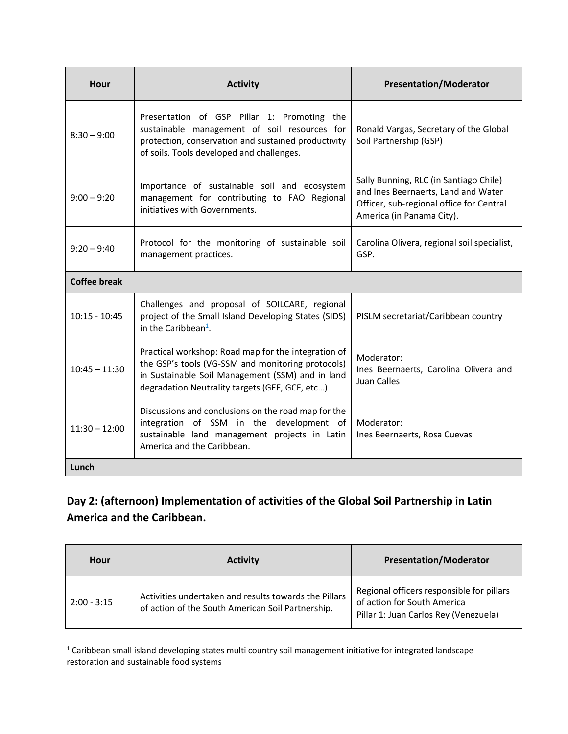| Hour | Activity | Presentation/Moderator |
| --- | --- | --- |
| 8:30 – 9:00 | Presentation of GSP Pillar 1: Promoting the sustainable management of soil resources for protection, conservation and sustained productivity of soils. Tools developed and challenges. | Ronald Vargas, Secretary of the Global Soil Partnership (GSP) |
| 9:00 – 9:20 | Importance of sustainable soil and ecosystem management for contributing to FAO Regional initiatives with Governments. | Sally Bunning, RLC (in Santiago Chile) and Ines Beernaerts, Land and Water Officer, sub-regional office for Central America (in Panama City). |
| 9:20 – 9:40 | Protocol for the monitoring of sustainable soil management practices. | Carolina Olivera, regional soil specialist, GSP. |
| **Coffee break** | | |
| 10:15 - 10:45 | Challenges and proposal of SOILCARE, regional project of the Small Island Developing States (SIDS) in the Caribbean[1]. | PISLM secretariat/Caribbean country |
| 10:45 – 11:30 | Practical workshop: Road map for the integration of the GSP's tools (VG-SSM and monitoring protocols) in Sustainable Soil Management (SSM) and in land degradation Neutrality targets (GEF, GCF, etc…) | Moderator: Ines Beernaerts, Carolina Olivera and Juan Calles |
| 11:30 – 12:00 | Discussions and conclusions on the road map for the integration of SSM in the development of sustainable land management projects in Latin America and the Caribbean. | Moderator: Ines Beernaerts, Rosa Cuevas |
| **Lunch** | | |

## Day 2: (afternoon) Implementation of activities of the Global Soil Partnership in Latin America and the Caribbean.

| Hour | Activity | Presentation/Moderator |
| --- | --- | --- |
| 2:00 - 3:15 | Activities undertaken and results towards the Pillars of action of the South American Soil Partnership. | Regional officers responsible for pillars of action for South America<br>Pillar 1: Juan Carlos Rey (Venezuela) |

[1] Caribbean small island developing states multi country soil management initiative for integrated landscape restoration and sustainable food systems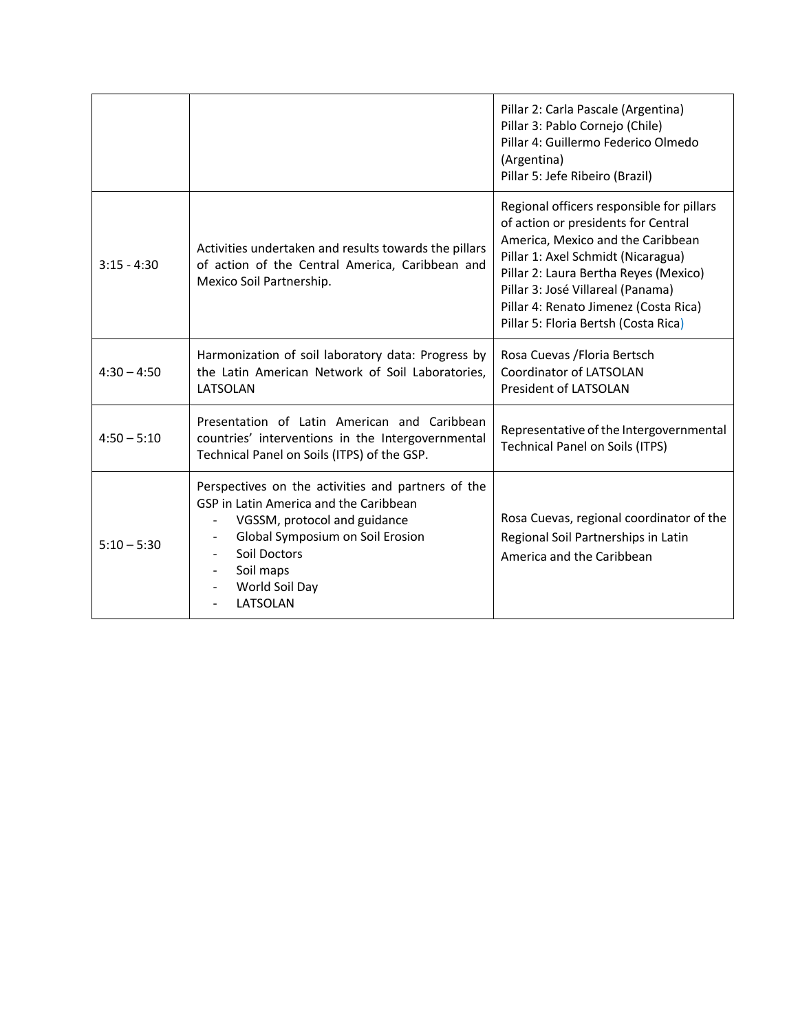| | | |
|---|---|---|
| | | Pillar 2: Carla Pascale (Argentina)<br>Pillar 3: Pablo Cornejo (Chile)<br>Pillar 4: Guillermo Federico Olmedo (Argentina)<br>Pillar 5: Jefe Ribeiro (Brazil) |
| 3:15 - 4:30 | Activities undertaken and results towards the pillars of action of the Central America, Caribbean and Mexico Soil Partnership. | Regional officers responsible for pillars of action or presidents for Central America, Mexico and the Caribbean<br>Pillar 1: Axel Schmidt (Nicaragua)<br>Pillar 2: Laura Bertha Reyes (Mexico)<br>Pillar 3: José Villareal (Panama)<br>Pillar 4: Renato Jimenez (Costa Rica)<br>Pillar 5: Floria Bertsh (Costa Rica) |
| 4:30 – 4:50 | Harmonization of soil laboratory data: Progress by the Latin American Network of Soil Laboratories, LATSOLAN | Rosa Cuevas /Floria Bertsch<br>Coordinator of LATSOLAN<br>President of LATSOLAN |
| 4:50 – 5:10 | Presentation of Latin American and Caribbean countries' interventions in the Intergovernmental Technical Panel on Soils (ITPS) of the GSP. | Representative of the Intergovernmental Technical Panel on Soils (ITPS) |
| 5:10 – 5:30 | Perspectives on the activities and partners of the GSP in Latin America and the Caribbean<br>- VGSSM, protocol and guidance<br>- Global Symposium on Soil Erosion<br>- Soil Doctors<br>- Soil maps<br>- World Soil Day<br>- LATSOLAN | Rosa Cuevas, regional coordinator of the Regional Soil Partnerships in Latin America and the Caribbean |